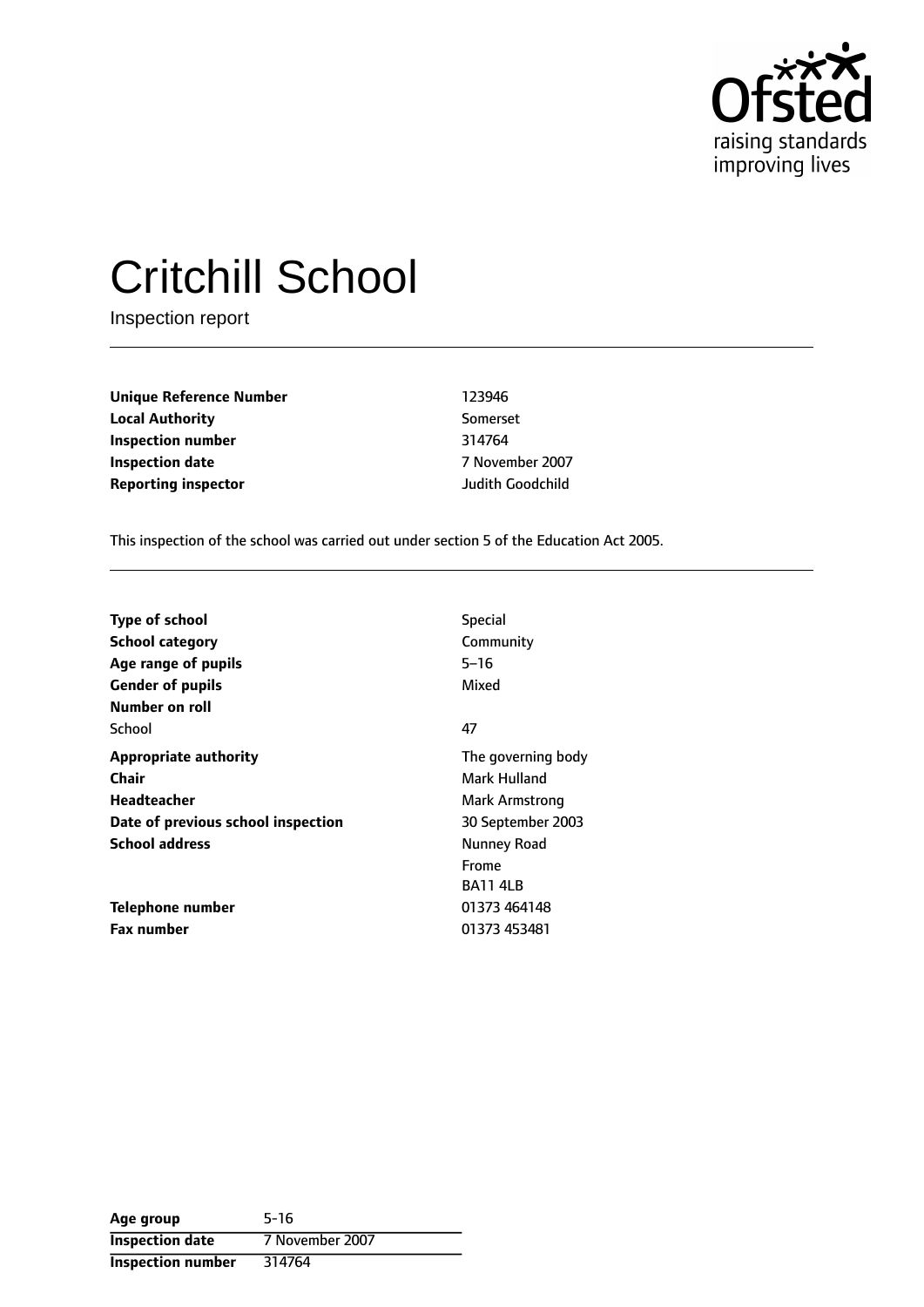# Critchill School

Inspection report

| | |
|---|---|
| **Unique Reference Number** | 123946 |
| **Local Authority** | Somerset |
| **Inspection number** | 314764 |
| **Inspection date** | 7 November 2007 |
| **Reporting inspector** | Judith Goodchild |

This inspection of the school was carried out under section 5 of the Education Act 2005.

| | |
|---|---|
| **Type of school** | Special |
| **School category** | Community |
| **Age range of pupils** | 5–16 |
| **Gender of pupils** | Mixed |
| **Number on roll** | |
| School | 47 |
| **Appropriate authority** | The governing body |
| **Chair** | Mark Hulland |
| **Headteacher** | Mark Armstrong |
| **Date of previous school inspection** | 30 September 2003 |
| **School address** | Nunney Road<br>Frome<br>BA11 4LB |
| **Telephone number** | 01373 464148 |
| **Fax number** | 01373 453481 |

| | |
|---|---|
| **Age group** | 5-16 |
| **Inspection date** | 7 November 2007 |
| **Inspection number** | 314764 |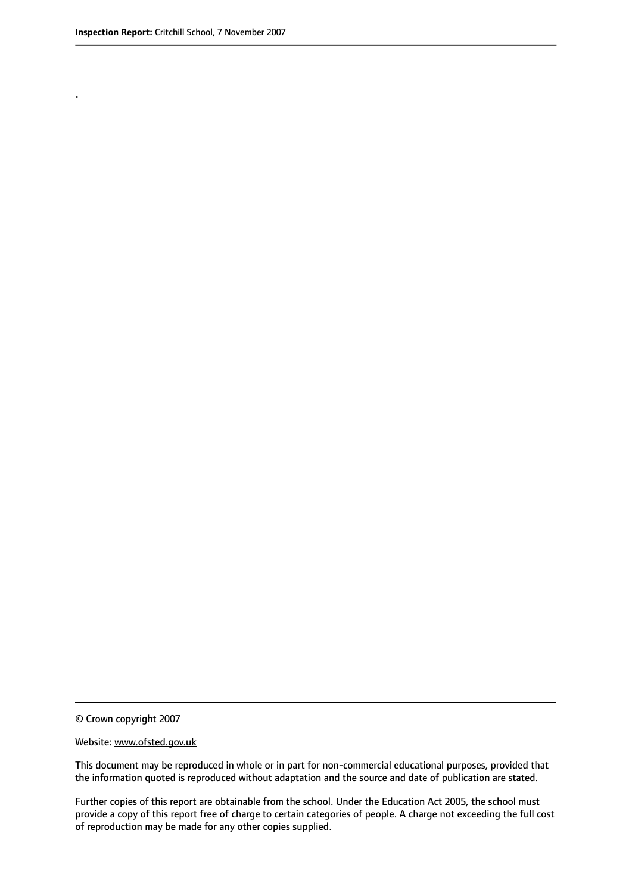.

© Crown copyright 2007

Website: www.ofsted.gov.uk

This document may be reproduced in whole or in part for non-commercial educational purposes, provided that the information quoted is reproduced without adaptation and the source and date of publication are stated.

Further copies of this report are obtainable from the school. Under the Education Act 2005, the school must provide a copy of this report free of charge to certain categories of people. A charge not exceeding the full cost of reproduction may be made for any other copies supplied.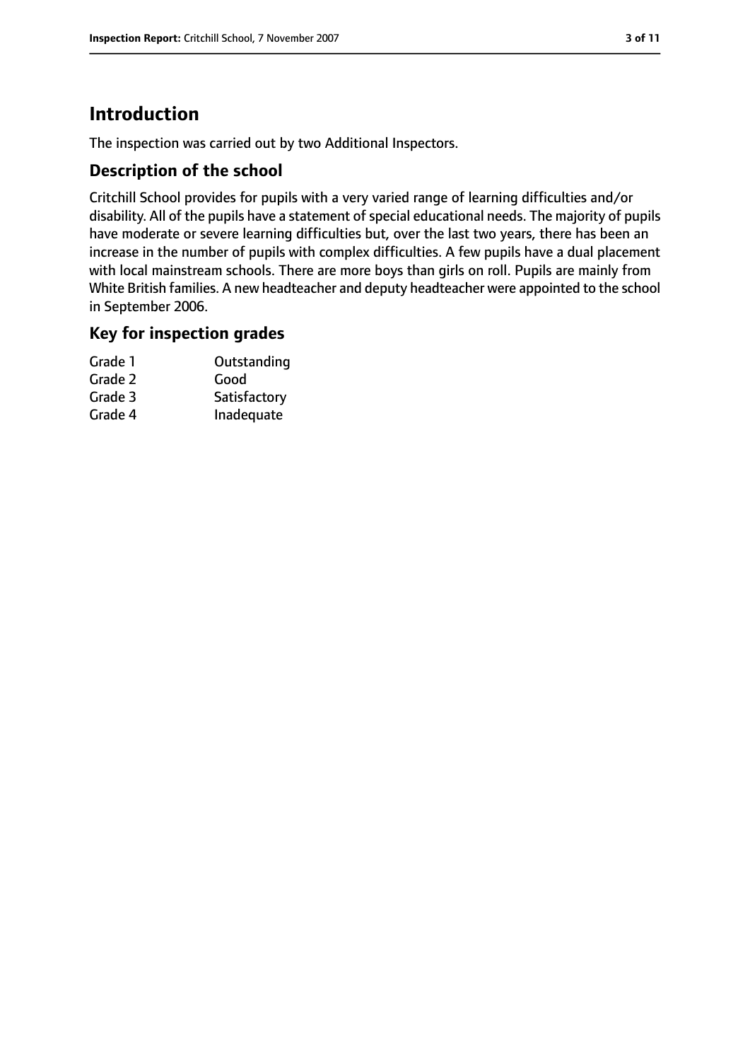# Introduction

The inspection was carried out by two Additional Inspectors.

## Description of the school

Critchill School provides for pupils with a very varied range of learning difficulties and/or disability. All of the pupils have a statement of special educational needs. The majority of pupils have moderate or severe learning difficulties but, over the last two years, there has been an increase in the number of pupils with complex difficulties. A few pupils have a dual placement with local mainstream schools. There are more boys than girls on roll. Pupils are mainly from White British families. A new headteacher and deputy headteacher were appointed to the school in September 2006.

## Key for inspection grades

| | |
|---|---|
| Grade 1 | Outstanding |
| Grade 2 | Good |
| Grade 3 | Satisfactory |
| Grade 4 | Inadequate |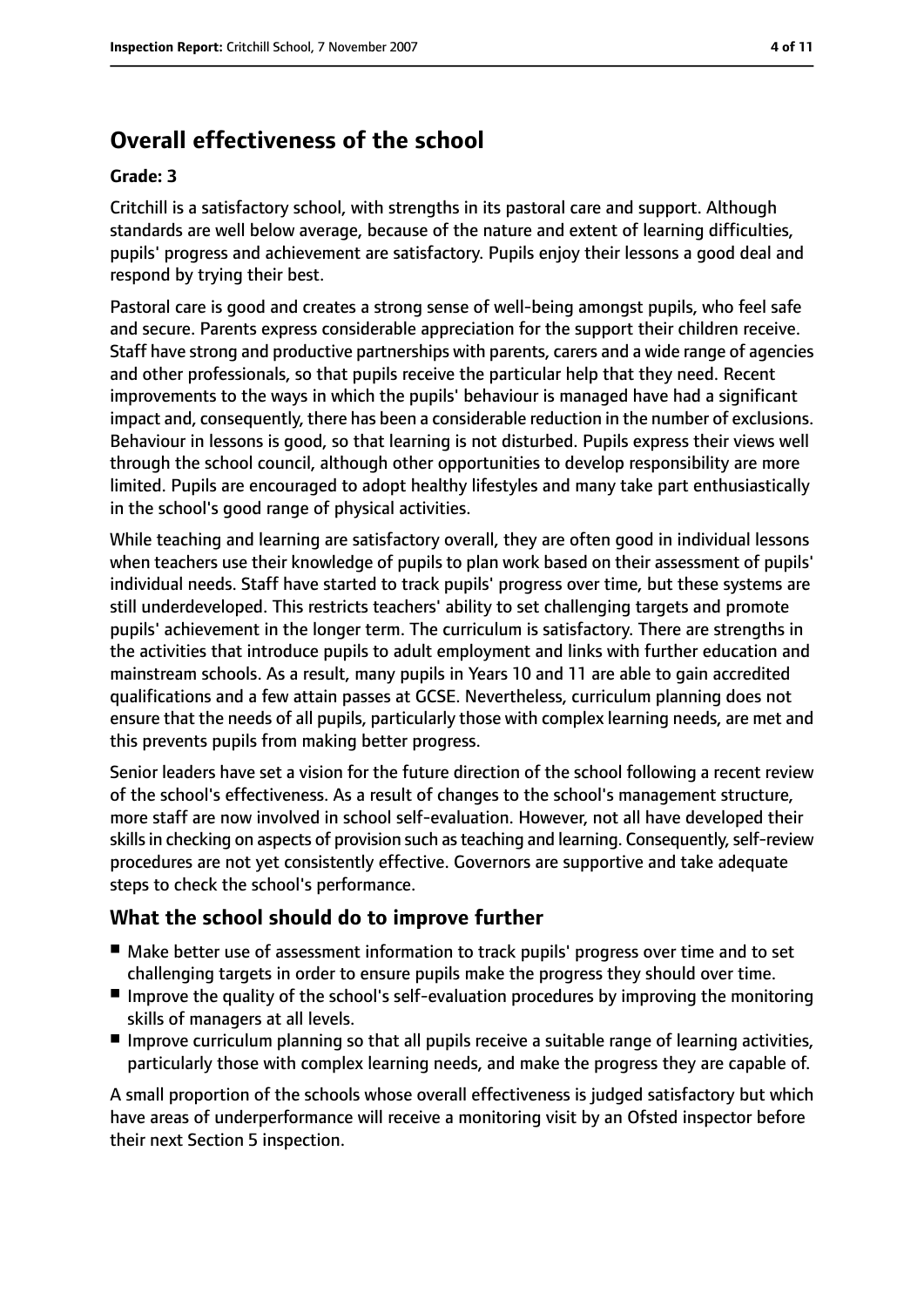# Overall effectiveness of the school

**Grade: 3**

Critchill is a satisfactory school, with strengths in its pastoral care and support. Although standards are well below average, because of the nature and extent of learning difficulties, pupils' progress and achievement are satisfactory. Pupils enjoy their lessons a good deal and respond by trying their best.

Pastoral care is good and creates a strong sense of well-being amongst pupils, who feel safe and secure. Parents express considerable appreciation for the support their children receive. Staff have strong and productive partnerships with parents, carers and a wide range of agencies and other professionals, so that pupils receive the particular help that they need. Recent improvements to the ways in which the pupils' behaviour is managed have had a significant impact and, consequently, there has been a considerable reduction in the number of exclusions. Behaviour in lessons is good, so that learning is not disturbed. Pupils express their views well through the school council, although other opportunities to develop responsibility are more limited. Pupils are encouraged to adopt healthy lifestyles and many take part enthusiastically in the school's good range of physical activities.

While teaching and learning are satisfactory overall, they are often good in individual lessons when teachers use their knowledge of pupils to plan work based on their assessment of pupils' individual needs. Staff have started to track pupils' progress over time, but these systems are still underdeveloped. This restricts teachers' ability to set challenging targets and promote pupils' achievement in the longer term. The curriculum is satisfactory. There are strengths in the activities that introduce pupils to adult employment and links with further education and mainstream schools. As a result, many pupils in Years 10 and 11 are able to gain accredited qualifications and a few attain passes at GCSE. Nevertheless, curriculum planning does not ensure that the needs of all pupils, particularly those with complex learning needs, are met and this prevents pupils from making better progress.

Senior leaders have set a vision for the future direction of the school following a recent review of the school's effectiveness. As a result of changes to the school's management structure, more staff are now involved in school self-evaluation. However, not all have developed their skills in checking on aspects of provision such as teaching and learning. Consequently, self-review procedures are not yet consistently effective. Governors are supportive and take adequate steps to check the school's performance.

## What the school should do to improve further

- Make better use of assessment information to track pupils' progress over time and to set challenging targets in order to ensure pupils make the progress they should over time.
- Improve the quality of the school's self-evaluation procedures by improving the monitoring skills of managers at all levels.
- Improve curriculum planning so that all pupils receive a suitable range of learning activities, particularly those with complex learning needs, and make the progress they are capable of.

A small proportion of the schools whose overall effectiveness is judged satisfactory but which have areas of underperformance will receive a monitoring visit by an Ofsted inspector before their next Section 5 inspection.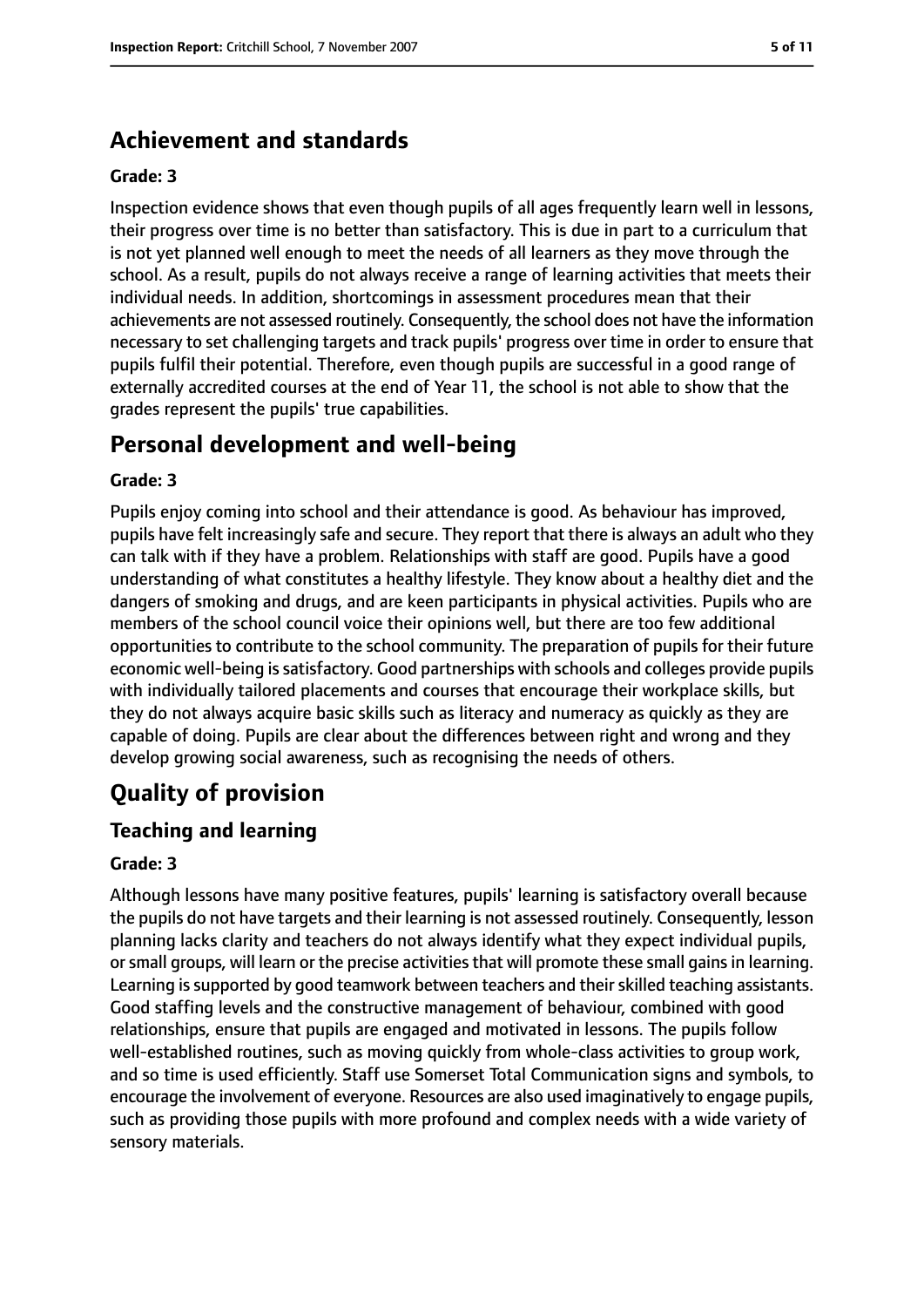# Achievement and standards

**Grade: 3**

Inspection evidence shows that even though pupils of all ages frequently learn well in lessons, their progress over time is no better than satisfactory. This is due in part to a curriculum that is not yet planned well enough to meet the needs of all learners as they move through the school. As a result, pupils do not always receive a range of learning activities that meets their individual needs. In addition, shortcomings in assessment procedures mean that their achievements are not assessed routinely. Consequently, the school does not have the information necessary to set challenging targets and track pupils' progress over time in order to ensure that pupils fulfil their potential. Therefore, even though pupils are successful in a good range of externally accredited courses at the end of Year 11, the school is not able to show that the grades represent the pupils' true capabilities.

# Personal development and well-being

**Grade: 3**

Pupils enjoy coming into school and their attendance is good. As behaviour has improved, pupils have felt increasingly safe and secure. They report that there is always an adult who they can talk with if they have a problem. Relationships with staff are good. Pupils have a good understanding of what constitutes a healthy lifestyle. They know about a healthy diet and the dangers of smoking and drugs, and are keen participants in physical activities. Pupils who are members of the school council voice their opinions well, but there are too few additional opportunities to contribute to the school community. The preparation of pupils for their future economic well-being is satisfactory. Good partnerships with schools and colleges provide pupils with individually tailored placements and courses that encourage their workplace skills, but they do not always acquire basic skills such as literacy and numeracy as quickly as they are capable of doing. Pupils are clear about the differences between right and wrong and they develop growing social awareness, such as recognising the needs of others.

# Quality of provision

## Teaching and learning

**Grade: 3**

Although lessons have many positive features, pupils' learning is satisfactory overall because the pupils do not have targets and their learning is not assessed routinely. Consequently, lesson planning lacks clarity and teachers do not always identify what they expect individual pupils, or small groups, will learn or the precise activities that will promote these small gains in learning. Learning is supported by good teamwork between teachers and their skilled teaching assistants. Good staffing levels and the constructive management of behaviour, combined with good relationships, ensure that pupils are engaged and motivated in lessons. The pupils follow well-established routines, such as moving quickly from whole-class activities to group work, and so time is used efficiently. Staff use Somerset Total Communication signs and symbols, to encourage the involvement of everyone. Resources are also used imaginatively to engage pupils, such as providing those pupils with more profound and complex needs with a wide variety of sensory materials.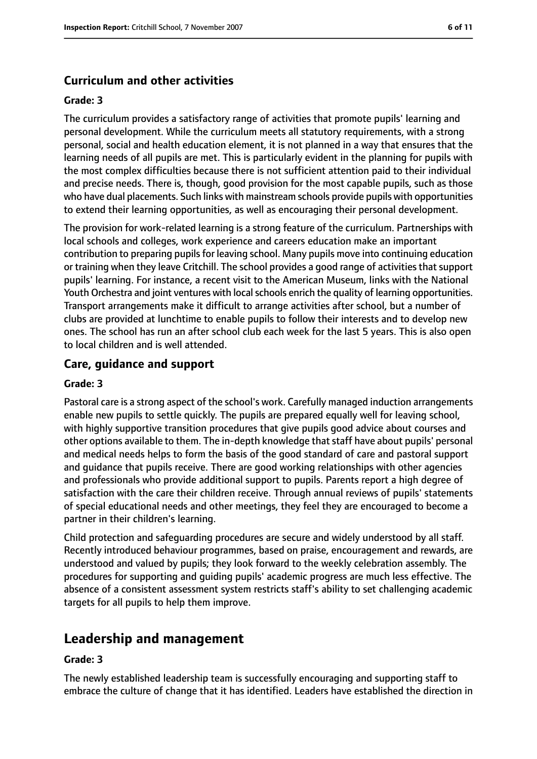### Curriculum and other activities

#### Grade: 3

The curriculum provides a satisfactory range of activities that promote pupils' learning and personal development. While the curriculum meets all statutory requirements, with a strong personal, social and health education element, it is not planned in a way that ensures that the learning needs of all pupils are met. This is particularly evident in the planning for pupils with the most complex difficulties because there is not sufficient attention paid to their individual and precise needs. There is, though, good provision for the most capable pupils, such as those who have dual placements. Such links with mainstream schools provide pupils with opportunities to extend their learning opportunities, as well as encouraging their personal development.

The provision for work-related learning is a strong feature of the curriculum. Partnerships with local schools and colleges, work experience and careers education make an important contribution to preparing pupils for leaving school. Many pupils move into continuing education or training when they leave Critchill. The school provides a good range of activities that support pupils' learning. For instance, a recent visit to the American Museum, links with the National Youth Orchestra and joint ventures with local schools enrich the quality of learning opportunities. Transport arrangements make it difficult to arrange activities after school, but a number of clubs are provided at lunchtime to enable pupils to follow their interests and to develop new ones. The school has run an after school club each week for the last 5 years. This is also open to local children and is well attended.

### Care, guidance and support

#### Grade: 3

Pastoral care is a strong aspect of the school's work. Carefully managed induction arrangements enable new pupils to settle quickly. The pupils are prepared equally well for leaving school, with highly supportive transition procedures that give pupils good advice about courses and other options available to them. The in-depth knowledge that staff have about pupils' personal and medical needs helps to form the basis of the good standard of care and pastoral support and guidance that pupils receive. There are good working relationships with other agencies and professionals who provide additional support to pupils. Parents report a high degree of satisfaction with the care their children receive. Through annual reviews of pupils' statements of special educational needs and other meetings, they feel they are encouraged to become a partner in their children's learning.

Child protection and safeguarding procedures are secure and widely understood by all staff. Recently introduced behaviour programmes, based on praise, encouragement and rewards, are understood and valued by pupils; they look forward to the weekly celebration assembly. The procedures for supporting and guiding pupils' academic progress are much less effective. The absence of a consistent assessment system restricts staff's ability to set challenging academic targets for all pupils to help them improve.

## Leadership and management

#### Grade: 3

The newly established leadership team is successfully encouraging and supporting staff to embrace the culture of change that it has identified. Leaders have established the direction in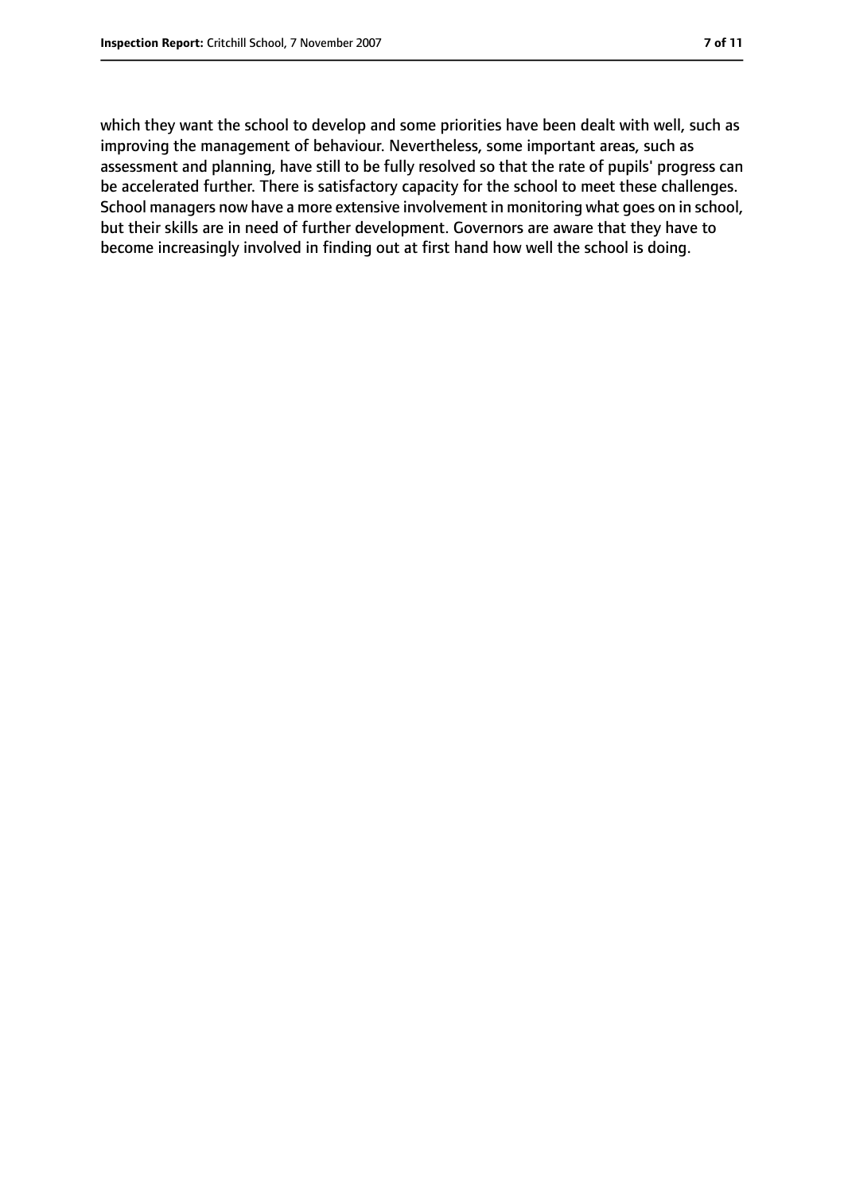which they want the school to develop and some priorities have been dealt with well, such as improving the management of behaviour. Nevertheless, some important areas, such as assessment and planning, have still to be fully resolved so that the rate of pupils' progress can be accelerated further. There is satisfactory capacity for the school to meet these challenges. School managers now have a more extensive involvement in monitoring what goes on in school, but their skills are in need of further development. Governors are aware that they have to become increasingly involved in finding out at first hand how well the school is doing.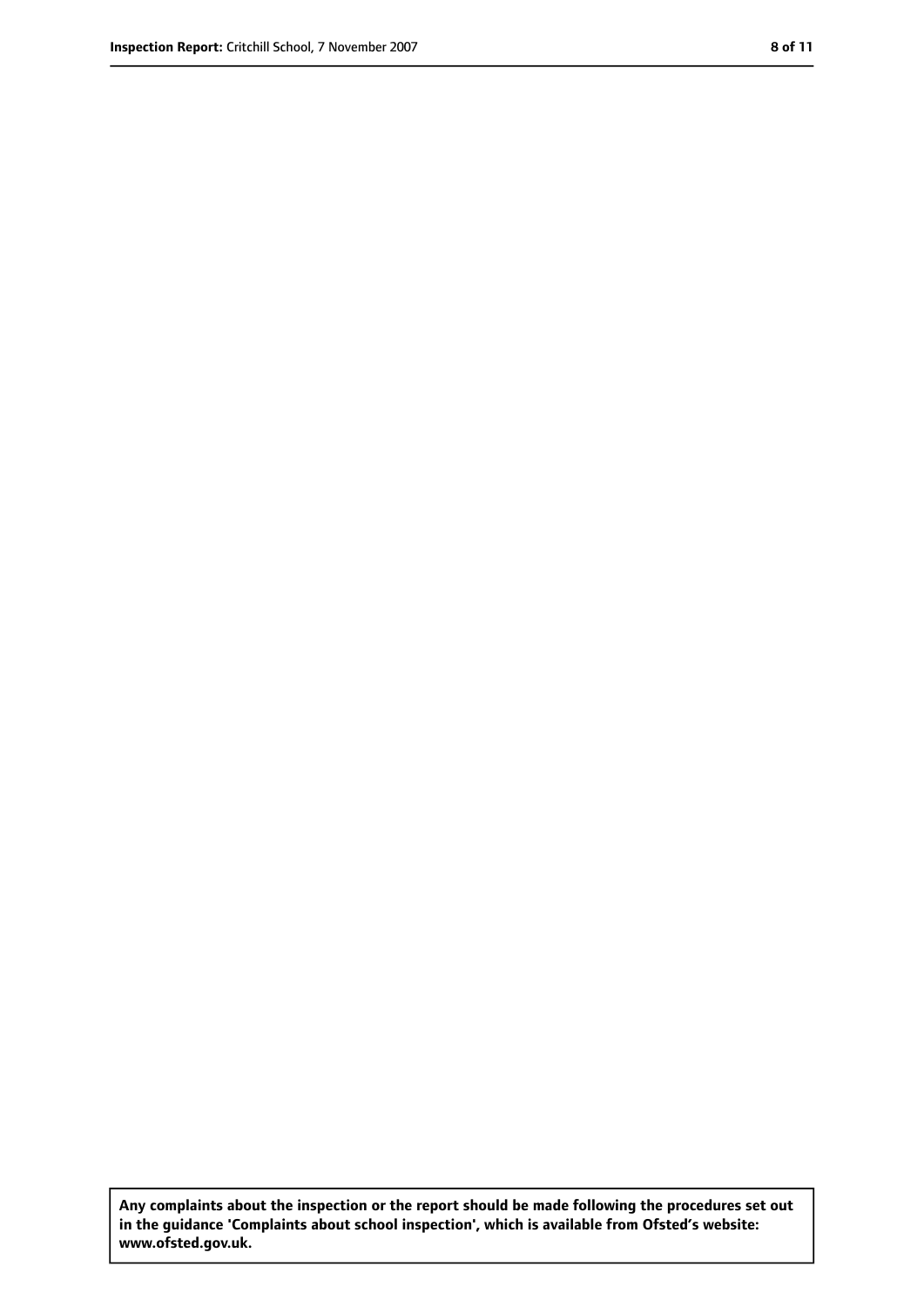**Any complaints about the inspection or the report should be made following the procedures set out in the guidance 'Complaints about school inspection', which is available from Ofsted's website: www.ofsted.gov.uk.**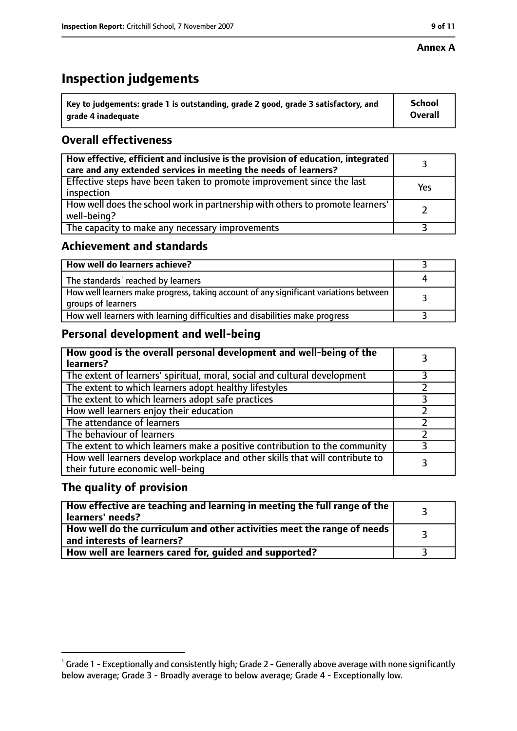**Annex A**

# Inspection judgements

| Key to judgements: grade 1 is outstanding, grade 2 good, grade 3 satisfactory, and grade 4 inadequate | School Overall |
|---|---|

## Overall effectiveness

| | |
|---|---|
| **How effective, efficient and inclusive is the provision of education, integrated care and any extended services in meeting the needs of learners?** | 3 |
| Effective steps have been taken to promote improvement since the last inspection | Yes |
| How well does the school work in partnership with others to promote learners' well-being? | 2 |
| The capacity to make any necessary improvements | 3 |

## Achievement and standards

| | |
|---|---|
| **How well do learners achieve?** | 3 |
| The standards[1] reached by learners | 4 |
| How well learners make progress, taking account of any significant variations between groups of learners | 3 |
| How well learners with learning difficulties and disabilities make progress | 3 |

## Personal development and well-being

| | |
|---|---|
| **How good is the overall personal development and well-being of the learners?** | 3 |
| The extent of learners' spiritual, moral, social and cultural development | 3 |
| The extent to which learners adopt healthy lifestyles | 2 |
| The extent to which learners adopt safe practices | 3 |
| How well learners enjoy their education | 2 |
| The attendance of learners | 2 |
| The behaviour of learners | 2 |
| The extent to which learners make a positive contribution to the community | 3 |
| How well learners develop workplace and other skills that will contribute to their future economic well-being | 3 |

## The quality of provision

| | |
|---|---|
| **How effective are teaching and learning in meeting the full range of the learners' needs?** | 3 |
| **How well do the curriculum and other activities meet the range of needs and interests of learners?** | 3 |
| **How well are learners cared for, guided and supported?** | 3 |

[1] Grade 1 - Exceptionally and consistently high; Grade 2 - Generally above average with none significantly below average; Grade 3 - Broadly average to below average; Grade 4 - Exceptionally low.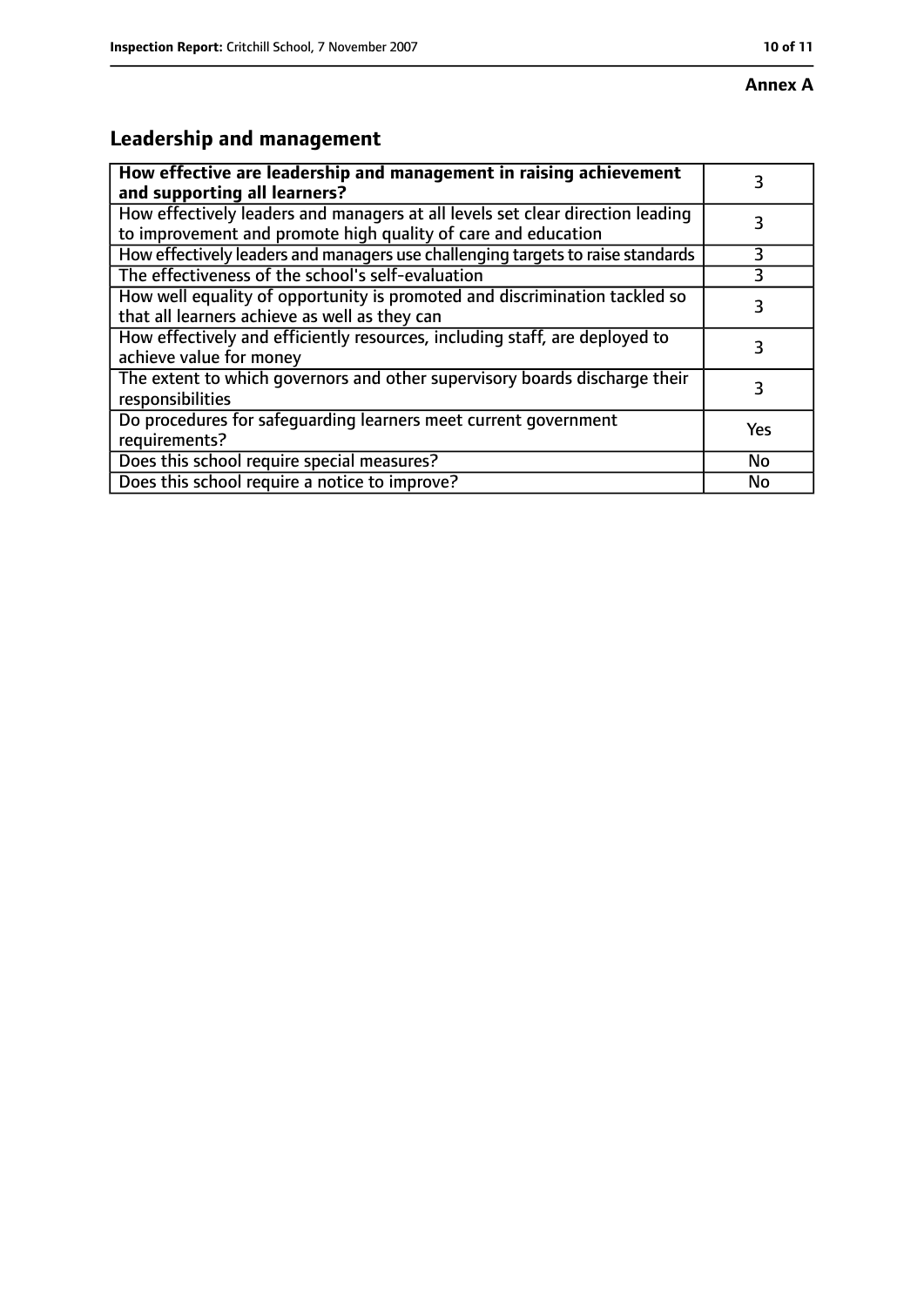**Annex A**

## Leadership and management

| How effective are leadership and management in raising achievement and supporting all learners? | 3 |
|---|---|
| How effectively leaders and managers at all levels set clear direction leading to improvement and promote high quality of care and education | 3 |
| How effectively leaders and managers use challenging targets to raise standards | 3 |
| The effectiveness of the school's self-evaluation | 3 |
| How well equality of opportunity is promoted and discrimination tackled so that all learners achieve as well as they can | 3 |
| How effectively and efficiently resources, including staff, are deployed to achieve value for money | 3 |
| The extent to which governors and other supervisory boards discharge their responsibilities | 3 |
| Do procedures for safeguarding learners meet current government requirements? | Yes |
| Does this school require special measures? | No |
| Does this school require a notice to improve? | No |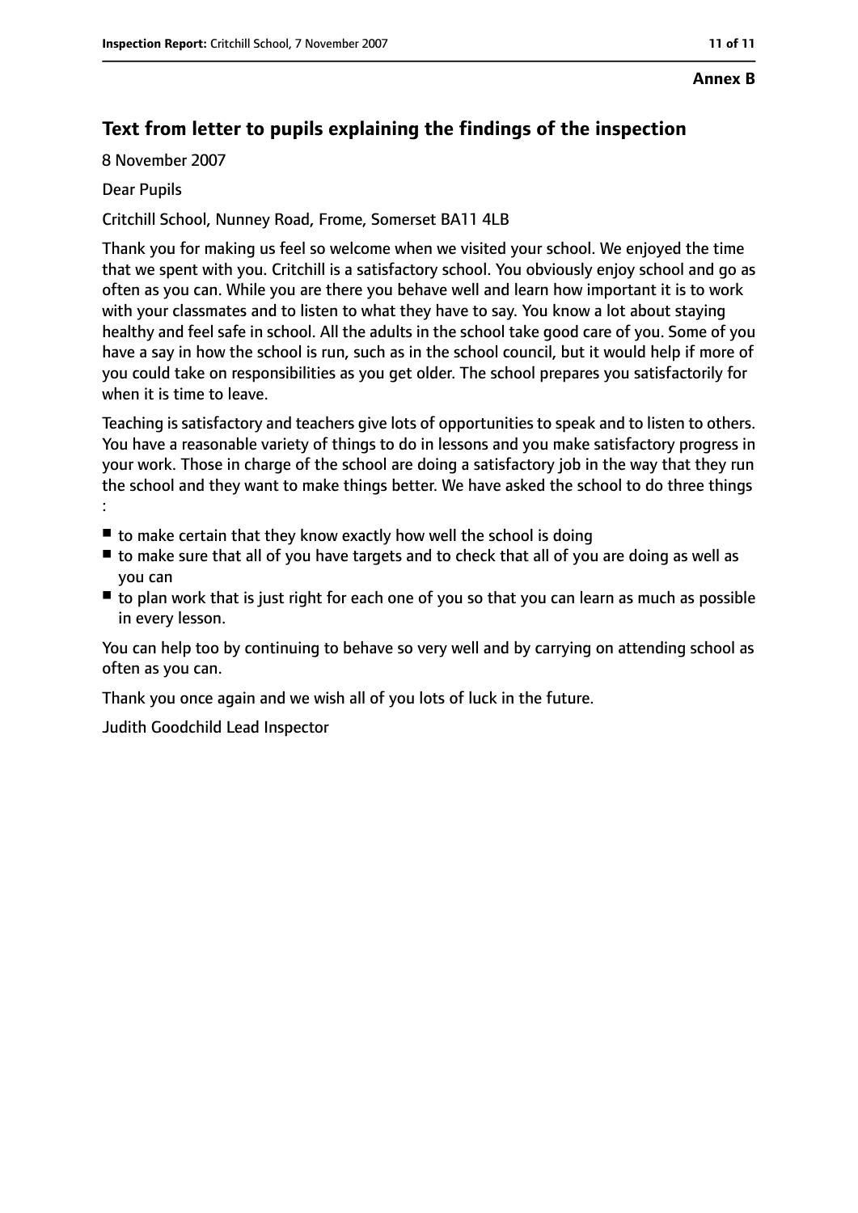**Annex B**

## Text from letter to pupils explaining the findings of the inspection

8 November 2007

Dear Pupils

Critchill School, Nunney Road, Frome, Somerset BA11 4LB

Thank you for making us feel so welcome when we visited your school. We enjoyed the time that we spent with you. Critchill is a satisfactory school. You obviously enjoy school and go as often as you can. While you are there you behave well and learn how important it is to work with your classmates and to listen to what they have to say. You know a lot about staying healthy and feel safe in school. All the adults in the school take good care of you. Some of you have a say in how the school is run, such as in the school council, but it would help if more of you could take on responsibilities as you get older. The school prepares you satisfactorily for when it is time to leave.

Teaching is satisfactory and teachers give lots of opportunities to speak and to listen to others. You have a reasonable variety of things to do in lessons and you make satisfactory progress in your work. Those in charge of the school are doing a satisfactory job in the way that they run the school and they want to make things better. We have asked the school to do three things :

- to make certain that they know exactly how well the school is doing
- to make sure that all of you have targets and to check that all of you are doing as well as you can
- to plan work that is just right for each one of you so that you can learn as much as possible in every lesson.

You can help too by continuing to behave so very well and by carrying on attending school as often as you can.

Thank you once again and we wish all of you lots of luck in the future.

Judith Goodchild Lead Inspector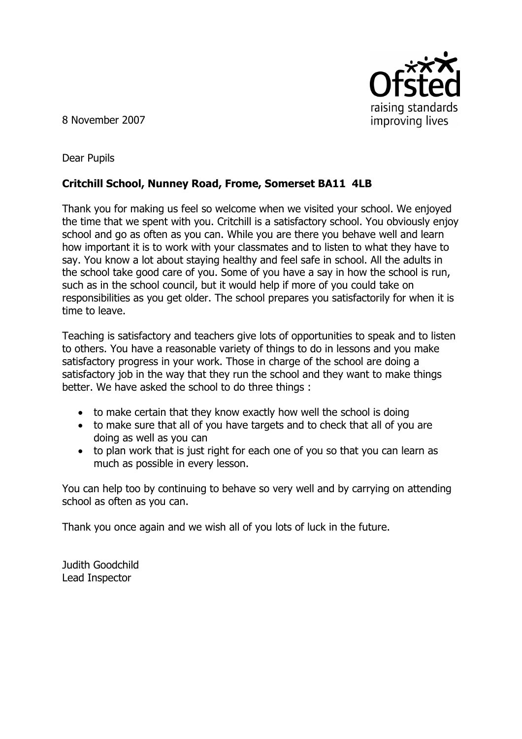8 November 2007

Dear Pupils

**Critchill School, Nunney Road, Frome, Somerset BA11 4LB**

Thank you for making us feel so welcome when we visited your school. We enjoyed the time that we spent with you. Critchill is a satisfactory school. You obviously enjoy school and go as often as you can. While you are there you behave well and learn how important it is to work with your classmates and to listen to what they have to say. You know a lot about staying healthy and feel safe in school. All the adults in the school take good care of you. Some of you have a say in how the school is run, such as in the school council, but it would help if more of you could take on responsibilities as you get older. The school prepares you satisfactorily for when it is time to leave.

Teaching is satisfactory and teachers give lots of opportunities to speak and to listen to others. You have a reasonable variety of things to do in lessons and you make satisfactory progress in your work. Those in charge of the school are doing a satisfactory job in the way that they run the school and they want to make things better. We have asked the school to do three things :

- to make certain that they know exactly how well the school is doing
- to make sure that all of you have targets and to check that all of you are doing as well as you can
- to plan work that is just right for each one of you so that you can learn as much as possible in every lesson.

You can help too by continuing to behave so very well and by carrying on attending school as often as you can.

Thank you once again and we wish all of you lots of luck in the future.

Judith Goodchild
Lead Inspector